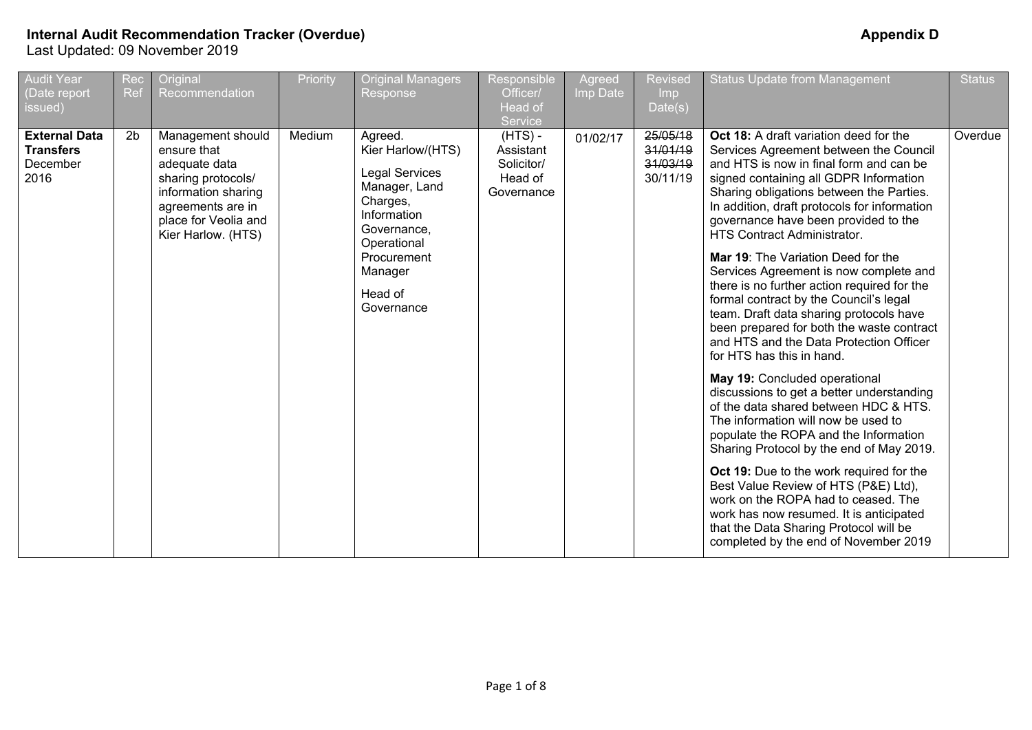**Internal Audit Recommendation Tracker (Overdue)** **Appendix D**

Last Updated: 09 November 2019

| Audit Year (Date report issued) | Rec Ref | Original Recommendation | Priority | Original Managers Response | Responsible Officer/ Head of Service | Agreed Imp Date | Revised Imp Date(s) | Status Update from Management | Status |
|---|---|---|---|---|---|---|---|---|---|
| **External Data Transfers** December 2016 | 2b | Management should ensure that adequate data sharing protocols/ information sharing agreements are in place for Veolia and Kier Harlow. (HTS) | Medium | Agreed. Kier Harlow/(HTS)<br><br>Legal Services Manager, Land Charges, Information Governance, Operational Procurement Manager<br><br>Head of Governance | (HTS) - Assistant Solicitor/ Head of Governance | 01/02/17 | ~~25/05/18~~ ~~31/01/19~~ ~~31/03/19~~ 30/11/19 | **Oct 18:** A draft variation deed for the Services Agreement between the Council and HTS is now in final form and can be signed containing all GDPR Information Sharing obligations between the Parties. In addition, draft protocols for information governance have been provided to the HTS Contract Administrator.<br><br>**Mar 19**: The Variation Deed for the Services Agreement is now complete and there is no further action required for the formal contract by the Council's legal team. Draft data sharing protocols have been prepared for both the waste contract and HTS and the Data Protection Officer for HTS has this in hand.<br><br>**May 19:** Concluded operational discussions to get a better understanding of the data shared between HDC & HTS. The information will now be used to populate the ROPA and the Information Sharing Protocol by the end of May 2019.<br><br>**Oct 19:** Due to the work required for the Best Value Review of HTS (P&E) Ltd), work on the ROPA had to ceased. The work has now resumed. It is anticipated that the Data Sharing Protocol will be completed by the end of November 2019 | Overdue |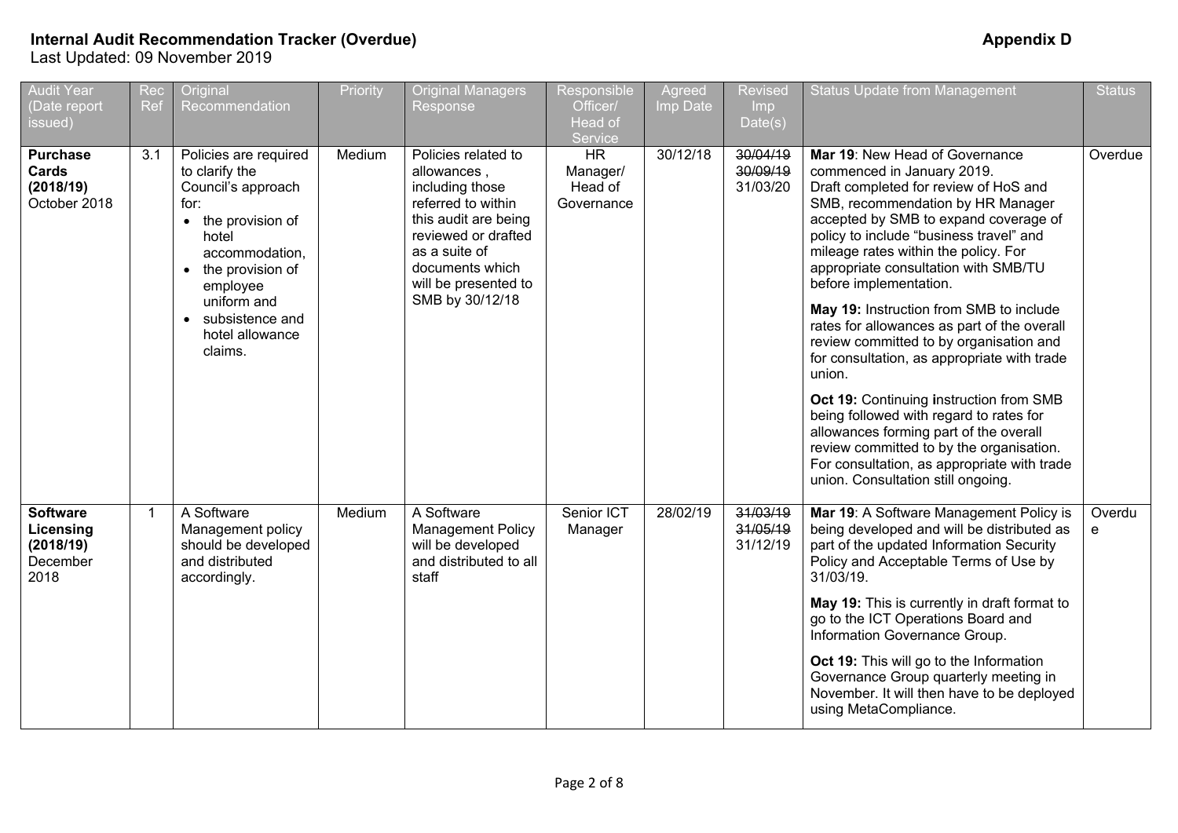**Internal Audit Recommendation Tracker (Overdue)** **Appendix D**

Last Updated: 09 November 2019

| Audit Year (Date report issued) | Rec Ref | Original Recommendation | Priority | Original Managers Response | Responsible Officer/ Head of Service | Agreed Imp Date | Revised Imp Date(s) | Status Update from Management | Status |
|---|---|---|---|---|---|---|---|---|---|
| **Purchase Cards (2018/19)** October 2018 | 3.1 | Policies are required to clarify the Council's approach for: <br>• the provision of hotel accommodation, <br>• the provision of employee uniform and <br>• subsistence and hotel allowance claims. | Medium | Policies related to allowances , including those referred to within this audit are being reviewed or drafted as a suite of documents which will be presented to SMB by 30/12/18 | HR Manager/ Head of Governance | 30/12/18 | ~~30/04/19~~ <br>~~30/09/19~~ <br>31/03/20 | **Mar 19**: New Head of Governance commenced in January 2019. Draft completed for review of HoS and SMB, recommendation by HR Manager accepted by SMB to expand coverage of policy to include "business travel" and mileage rates within the policy. For appropriate consultation with SMB/TU before implementation. <br><br>**May 19:** Instruction from SMB to include rates for allowances as part of the overall review committed to by organisation and for consultation, as appropriate with trade union. <br><br>**Oct 19:** Continuing instruction from SMB being followed with regard to rates for allowances forming part of the overall review committed to by the organisation. For consultation, as appropriate with trade union. Consultation still ongoing. | Overdue |
| **Software Licensing (2018/19)** December 2018 | 1 | A Software Management policy should be developed and distributed accordingly. | Medium | A Software Management Policy will be developed and distributed to all staff | Senior ICT Manager | 28/02/19 | ~~31/03/19~~ <br>~~31/05/19~~ <br>31/12/19 | **Mar 19**: A Software Management Policy is being developed and will be distributed as part of the updated Information Security Policy and Acceptable Terms of Use by 31/03/19. <br><br>**May 19:** This is currently in draft format to go to the ICT Operations Board and Information Governance Group. <br><br>**Oct 19:** This will go to the Information Governance Group quarterly meeting in November. It will then have to be deployed using MetaCompliance. | Overdue |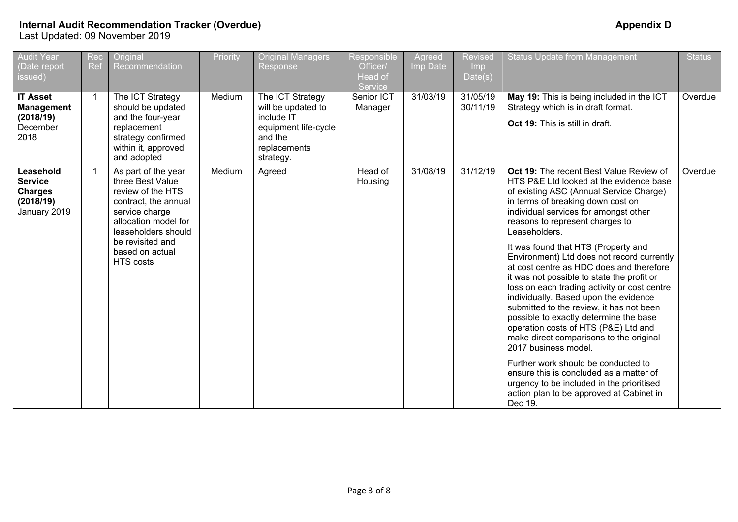**Internal Audit Recommendation Tracker (Overdue)**
Last Updated: 09 November 2019

**Appendix D**

| Audit Year (Date report issued) | Rec Ref | Original Recommendation | Priority | Original Managers Response | Responsible Officer/ Head of Service | Agreed Imp Date | Revised Imp Date(s) | Status Update from Management | Status |
|---|---|---|---|---|---|---|---|---|---|
| **IT Asset Management (2018/19)** December 2018 | 1 | The ICT Strategy should be updated and the four-year replacement strategy confirmed within it, approved and adopted | Medium | The ICT Strategy will be updated to include IT equipment life-cycle and the replacements strategy. | Senior ICT Manager | 31/03/19 | ~~31/05/19~~ 30/11/19 | **May 19:** This is being included in the ICT Strategy which is in draft format. **Oct 19:** This is still in draft. | Overdue |
| **Leasehold Service Charges (2018/19)** January 2019 | 1 | As part of the year three Best Value review of the HTS contract, the annual service charge allocation model for leaseholders should be revisited and based on actual HTS costs | Medium | Agreed | Head of Housing | 31/08/19 | 31/12/19 | **Oct 19:** The recent Best Value Review of HTS P&E Ltd looked at the evidence base of existing ASC (Annual Service Charge) in terms of breaking down cost on individual services for amongst other reasons to represent charges to Leaseholders. It was found that HTS (Property and Environment) Ltd does not record currently at cost centre as HDC does and therefore it was not possible to state the profit or loss on each trading activity or cost centre individually. Based upon the evidence submitted to the review, it has not been possible to exactly determine the base operation costs of HTS (P&E) Ltd and make direct comparisons to the original 2017 business model. Further work should be conducted to ensure this is concluded as a matter of urgency to be included in the prioritised action plan to be approved at Cabinet in Dec 19. | Overdue |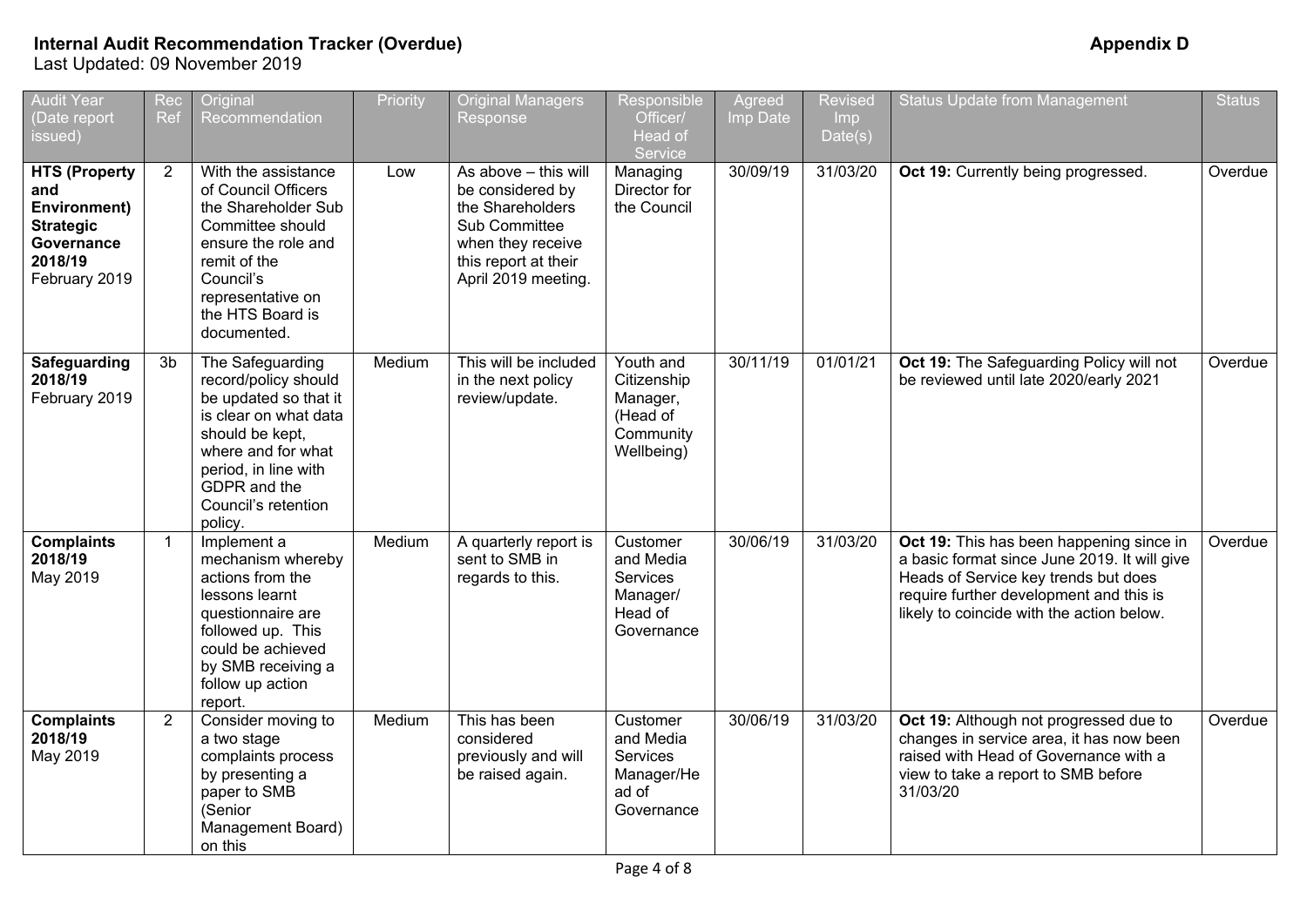**Internal Audit Recommendation Tracker (Overdue)** **Appendix D**
Last Updated: 09 November 2019

| Audit Year (Date report issued) | Rec Ref | Original Recommendation | Priority | Original Managers Response | Responsible Officer/ Head of Service | Agreed Imp Date | Revised Imp Date(s) | Status Update from Management | Status |
|---|---|---|---|---|---|---|---|---|---|
| **HTS (Property and Environment) Strategic Governance 2018/19** February 2019 | 2 | With the assistance of Council Officers the Shareholder Sub Committee should ensure the role and remit of the Council's representative on the HTS Board is documented. | Low | As above – this will be considered by the Shareholders Sub Committee when they receive this report at their April 2019 meeting. | Managing Director for the Council | 30/09/19 | 31/03/20 | **Oct 19:** Currently being progressed. | Overdue |
| **Safeguarding 2018/19** February 2019 | 3b | The Safeguarding record/policy should be updated so that it is clear on what data should be kept, where and for what period, in line with GDPR and the Council's retention policy. | Medium | This will be included in the next policy review/update. | Youth and Citizenship Manager, (Head of Community Wellbeing) | 30/11/19 | 01/01/21 | **Oct 19:** The Safeguarding Policy will not be reviewed until late 2020/early 2021 | Overdue |
| **Complaints 2018/19** May 2019 | 1 | Implement a mechanism whereby actions from the lessons learnt questionnaire are followed up. This could be achieved by SMB receiving a follow up action report. | Medium | A quarterly report is sent to SMB in regards to this. | Customer and Media Services Manager/ Head of Governance | 30/06/19 | 31/03/20 | **Oct 19:** This has been happening since in a basic format since June 2019. It will give Heads of Service key trends but does require further development and this is likely to coincide with the action below. | Overdue |
| **Complaints 2018/19** May 2019 | 2 | Consider moving to a two stage complaints process by presenting a paper to SMB (Senior Management Board) on this | Medium | This has been considered previously and will be raised again. | Customer and Media Services Manager/Head of Governance | 30/06/19 | 31/03/20 | **Oct 19:** Although not progressed due to changes in service area, it has now been raised with Head of Governance with a view to take a report to SMB before 31/03/20 | Overdue |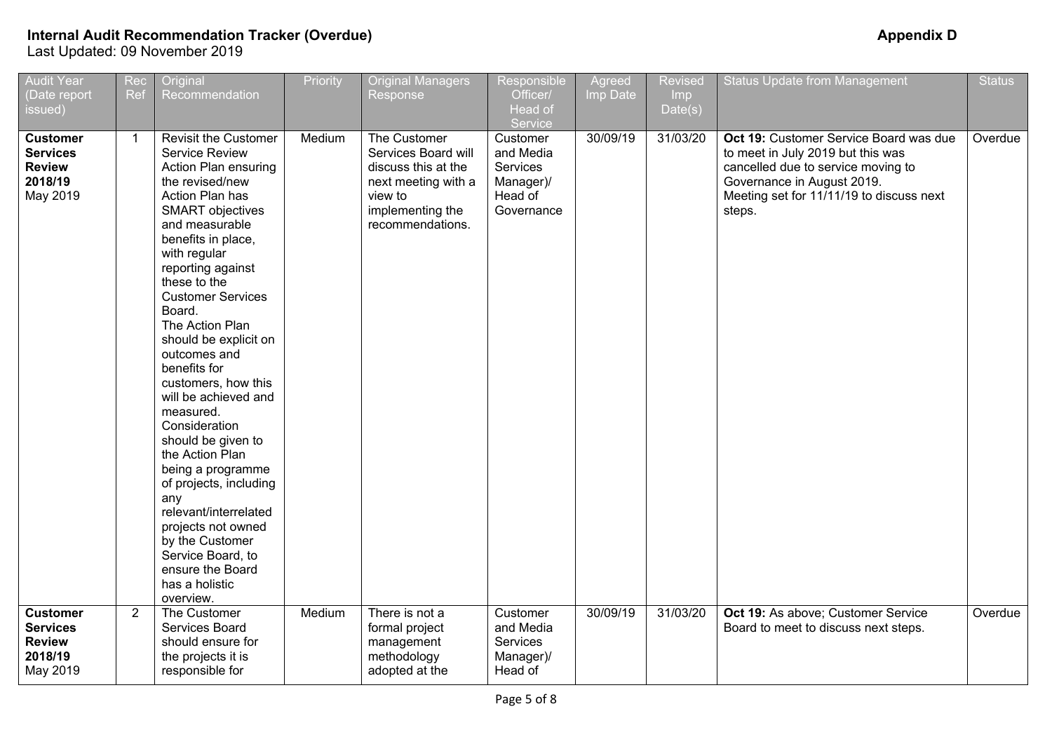**Internal Audit Recommendation Tracker (Overdue)**
Last Updated: 09 November 2019

**Appendix D**

| Audit Year (Date report issued) | Rec Ref | Original Recommendation | Priority | Original Managers Response | Responsible Officer/ Head of Service | Agreed Imp Date | Revised Imp Date(s) | Status Update from Management | Status |
|---|---|---|---|---|---|---|---|---|---|
| **Customer Services Review 2018/19** May 2019 | 1 | Revisit the Customer Service Review Action Plan ensuring the revised/new Action Plan has SMART objectives and measurable benefits in place, with regular reporting against these to the Customer Services Board. The Action Plan should be explicit on outcomes and benefits for customers, how this will be achieved and measured. Consideration should be given to the Action Plan being a programme of projects, including any relevant/interrelated projects not owned by the Customer Service Board, to ensure the Board has a holistic overview. | Medium | The Customer Services Board will discuss this at the next meeting with a view to implementing the recommendations. | Customer and Media Services Manager)/ Head of Governance | 30/09/19 | 31/03/20 | **Oct 19:** Customer Service Board was due to meet in July 2019 but this was cancelled due to service moving to Governance in August 2019. Meeting set for 11/11/19 to discuss next steps. | Overdue |
| **Customer Services Review 2018/19** May 2019 | 2 | The Customer Services Board should ensure for the projects it is responsible for | Medium | There is not a formal project management methodology adopted at the | Customer and Media Services Manager)/ Head of | 30/09/19 | 31/03/20 | **Oct 19:** As above; Customer Service Board to meet to discuss next steps. | Overdue |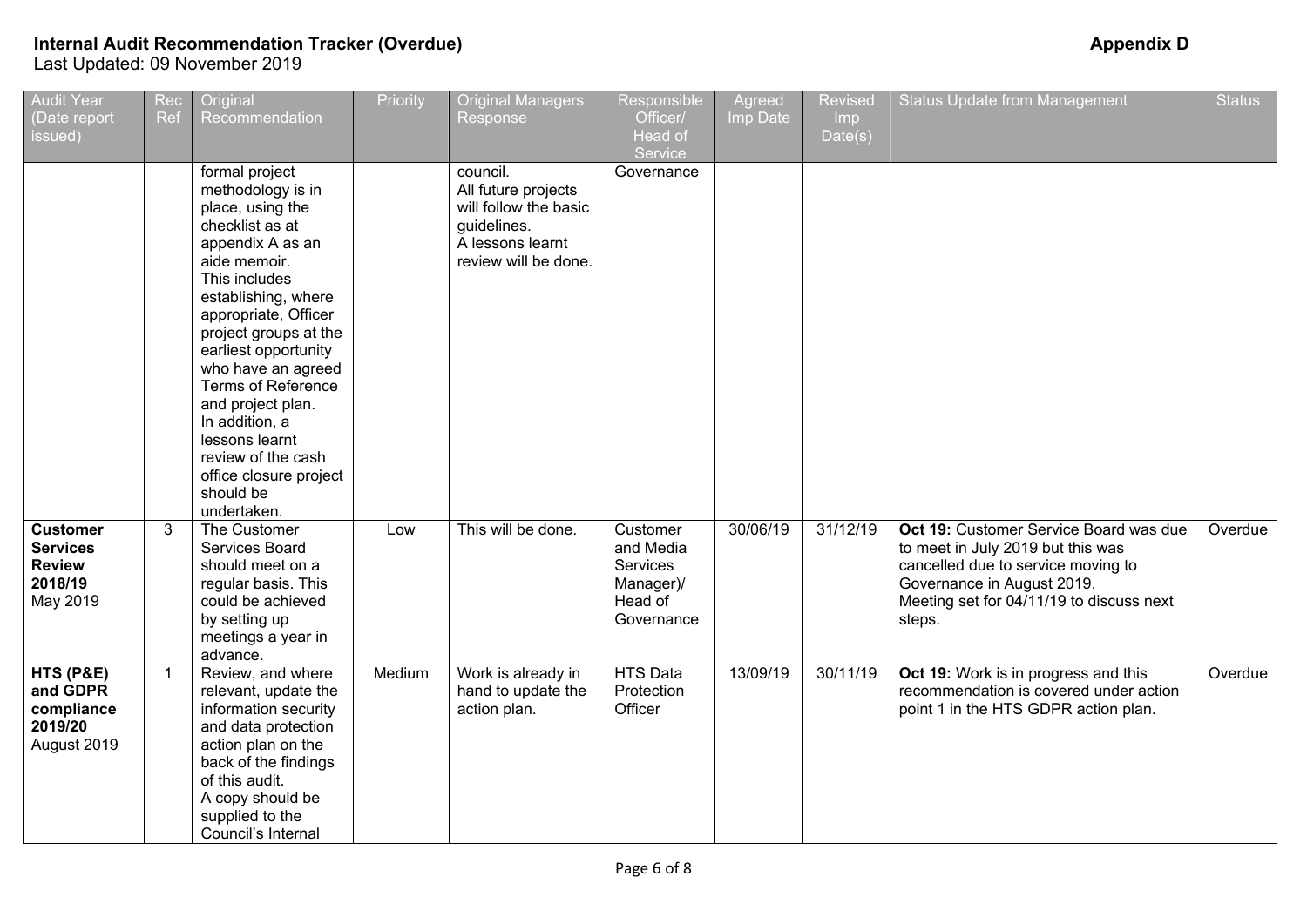**Internal Audit Recommendation Tracker (Overdue)** **Appendix D**

Last Updated: 09 November 2019

| Audit Year (Date report issued) | Rec Ref | Original Recommendation | Priority | Original Managers Response | Responsible Officer/ Head of Service | Agreed Imp Date | Revised Imp Date(s) | Status Update from Management | Status |
|---|---|---|---|---|---|---|---|---|---|
| | | formal project methodology is in place, using the checklist as at appendix A as an aide memoir. This includes establishing, where appropriate, Officer project groups at the earliest opportunity who have an agreed Terms of Reference and project plan. In addition, a lessons learnt review of the cash office closure project should be undertaken. | | council. All future projects will follow the basic guidelines. A lessons learnt review will be done. | Governance | | | | |
| **Customer Services Review 2018/19** May 2019 | 3 | The Customer Services Board should meet on a regular basis. This could be achieved by setting up meetings a year in advance. | Low | This will be done. | Customer and Media Services Manager)/ Head of Governance | 30/06/19 | 31/12/19 | **Oct 19:** Customer Service Board was due to meet in July 2019 but this was cancelled due to service moving to Governance in August 2019. Meeting set for 04/11/19 to discuss next steps. | Overdue |
| **HTS (P&E) and GDPR compliance 2019/20** August 2019 | 1 | Review, and where relevant, update the information security and data protection action plan on the back of the findings of this audit. A copy should be supplied to the Council's Internal | Medium | Work is already in hand to update the action plan. | HTS Data Protection Officer | 13/09/19 | 30/11/19 | **Oct 19:** Work is in progress and this recommendation is covered under action point 1 in the HTS GDPR action plan. | Overdue |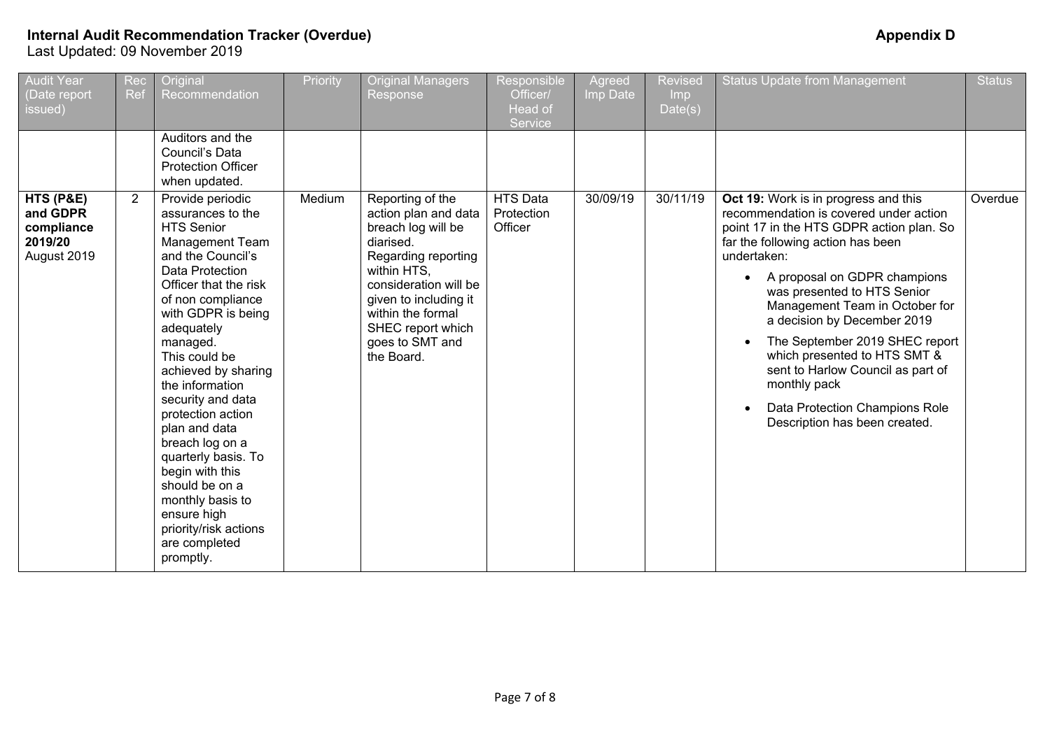**Internal Audit Recommendation Tracker (Overdue)** **Appendix D**

Last Updated: 09 November 2019

| Audit Year (Date report issued) | Rec Ref | Original Recommendation | Priority | Original Managers Response | Responsible Officer/ Head of Service | Agreed Imp Date | Revised Imp Date(s) | Status Update from Management | Status |
|---|---|---|---|---|---|---|---|---|---|
| | | Auditors and the Council's Data Protection Officer when updated. | | | | | | | |
| **HTS (P&E) and GDPR compliance 2019/20** August 2019 | 2 | Provide periodic assurances to the HTS Senior Management Team and the Council's Data Protection Officer that the risk of non compliance with GDPR is being adequately managed. This could be achieved by sharing the information security and data protection action plan and data breach log on a quarterly basis. To begin with this should be on a monthly basis to ensure high priority/risk actions are completed promptly. | Medium | Reporting of the action plan and data breach log will be diarised. Regarding reporting within HTS, consideration will be given to including it within the formal SHEC report which goes to SMT and the Board. | HTS Data Protection Officer | 30/09/19 | 30/11/19 | **Oct 19:** Work is in progress and this recommendation is covered under action point 17 in the HTS GDPR action plan. So far the following action has been undertaken: <br>• A proposal on GDPR champions was presented to HTS Senior Management Team in October for a decision by December 2019 <br>• The September 2019 SHEC report which presented to HTS SMT & sent to Harlow Council as part of monthly pack <br>• Data Protection Champions Role Description has been created. | Overdue |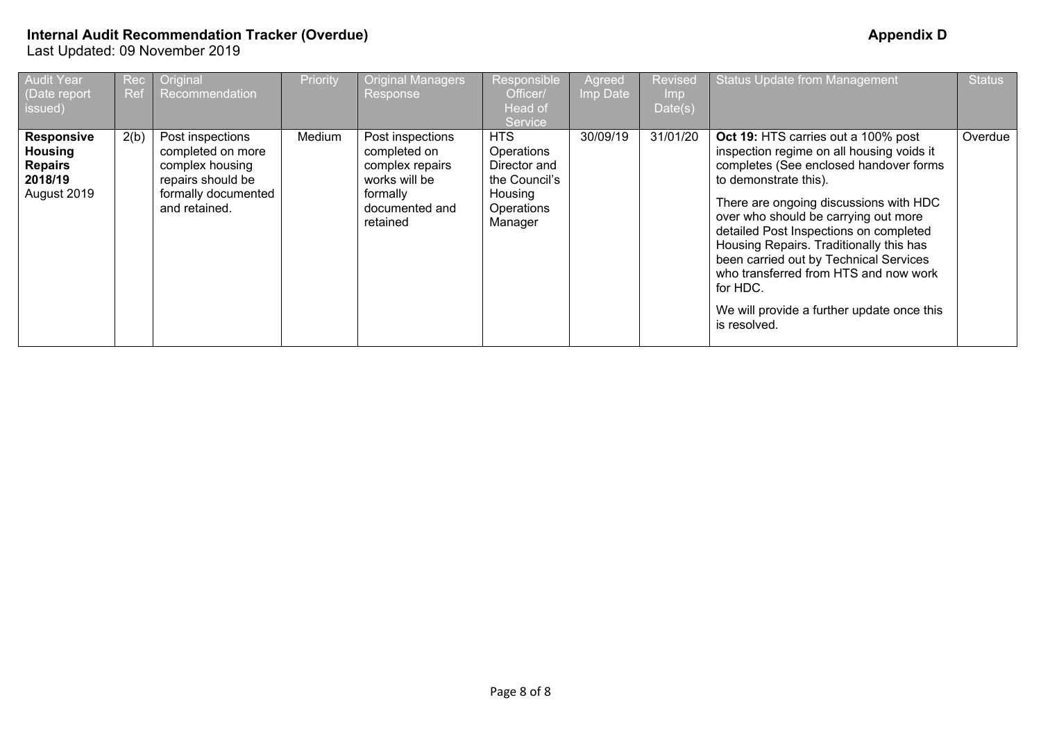**Internal Audit Recommendation Tracker (Overdue)** **Appendix D**

Last Updated: 09 November 2019

| Audit Year (Date report issued) | Rec Ref | Original Recommendation | Priority | Original Managers Response | Responsible Officer/ Head of Service | Agreed Imp Date | Revised Imp Date(s) | Status Update from Management | Status |
|---|---|---|---|---|---|---|---|---|---|
| **Responsive Housing Repairs 2018/19** August 2019 | 2(b) | Post inspections completed on more complex housing repairs should be formally documented and retained. | Medium | Post inspections completed on complex repairs works will be formally documented and retained | HTS Operations Director and the Council's Housing Operations Manager | 30/09/19 | 31/01/20 | **Oct 19:** HTS carries out a 100% post inspection regime on all housing voids it completes (See enclosed handover forms to demonstrate this).<br><br>There are ongoing discussions with HDC over who should be carrying out more detailed Post Inspections on completed Housing Repairs. Traditionally this has been carried out by Technical Services who transferred from HTS and now work for HDC.<br><br>We will provide a further update once this is resolved. | Overdue |